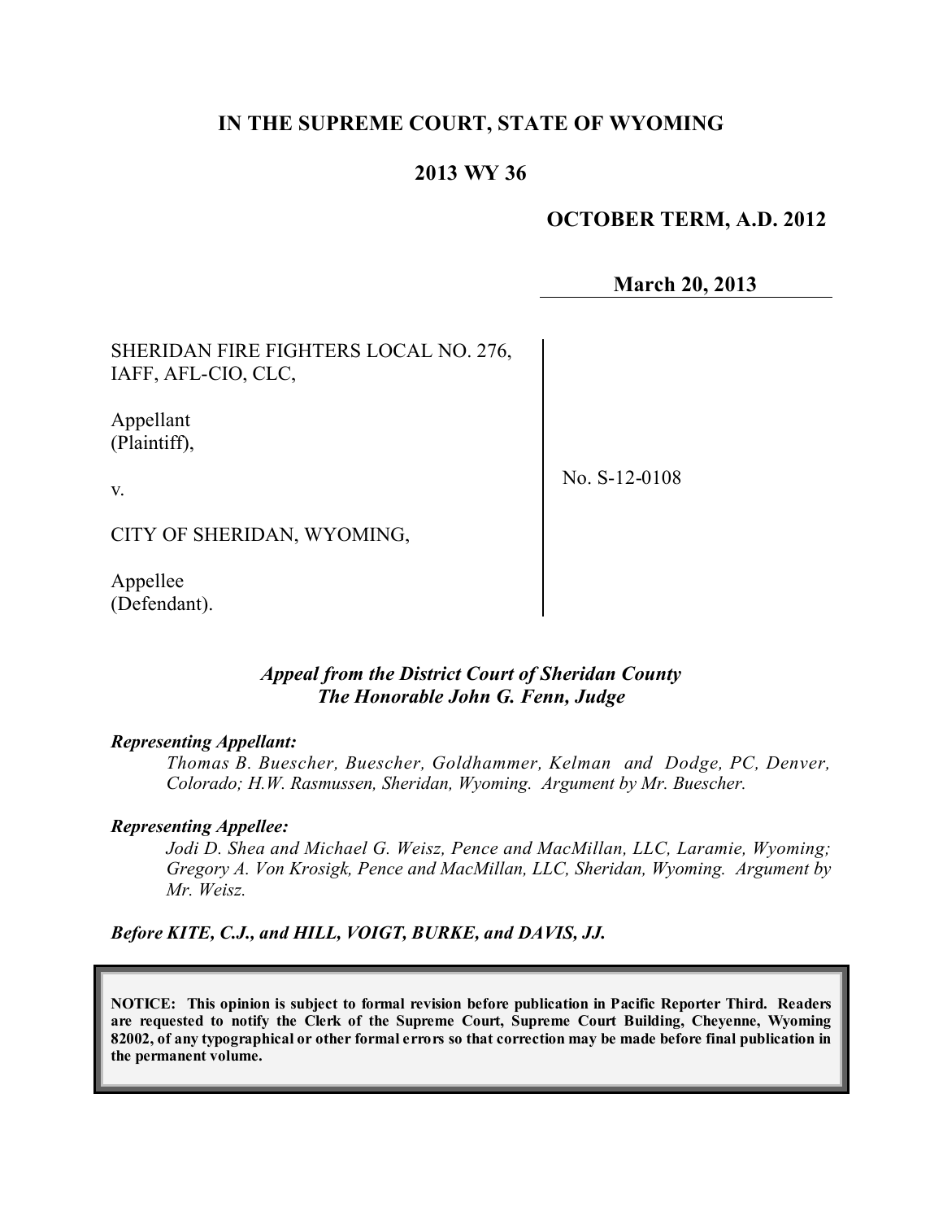**IN THE SUPREME COURT, STATE OF WYOMING**

**2013 WY 36**

**OCTOBER TERM, A.D. 2012**

**March 20, 2013**

SHERIDAN FIRE FIGHTERS LOCAL NO. 276, IAFF, AFL-CIO, CLC,

Appellant
(Plaintiff),

v.

CITY OF SHERIDAN, WYOMING,

Appellee
(Defendant).

No. S-12-0108

***Appeal from the District Court of Sheridan County***
***The Honorable John G. Fenn, Judge***

***Representing Appellant:***

*Thomas B. Buescher, Buescher, Goldhammer, Kelman and Dodge, PC, Denver, Colorado; H.W. Rasmussen, Sheridan, Wyoming. Argument by Mr. Buescher.*

***Representing Appellee:***

*Jodi D. Shea and Michael G. Weisz, Pence and MacMillan, LLC, Laramie, Wyoming; Gregory A. Von Krosigk, Pence and MacMillan, LLC, Sheridan, Wyoming. Argument by Mr. Weisz.*

***Before KITE, C.J., and HILL, VOIGT, BURKE, and DAVIS, JJ.***

**NOTICE: This opinion is subject to formal revision before publication in Pacific Reporter Third. Readers are requested to notify the Clerk of the Supreme Court, Supreme Court Building, Cheyenne, Wyoming 82002, of any typographical or other formal errors so that correction may be made before final publication in the permanent volume.**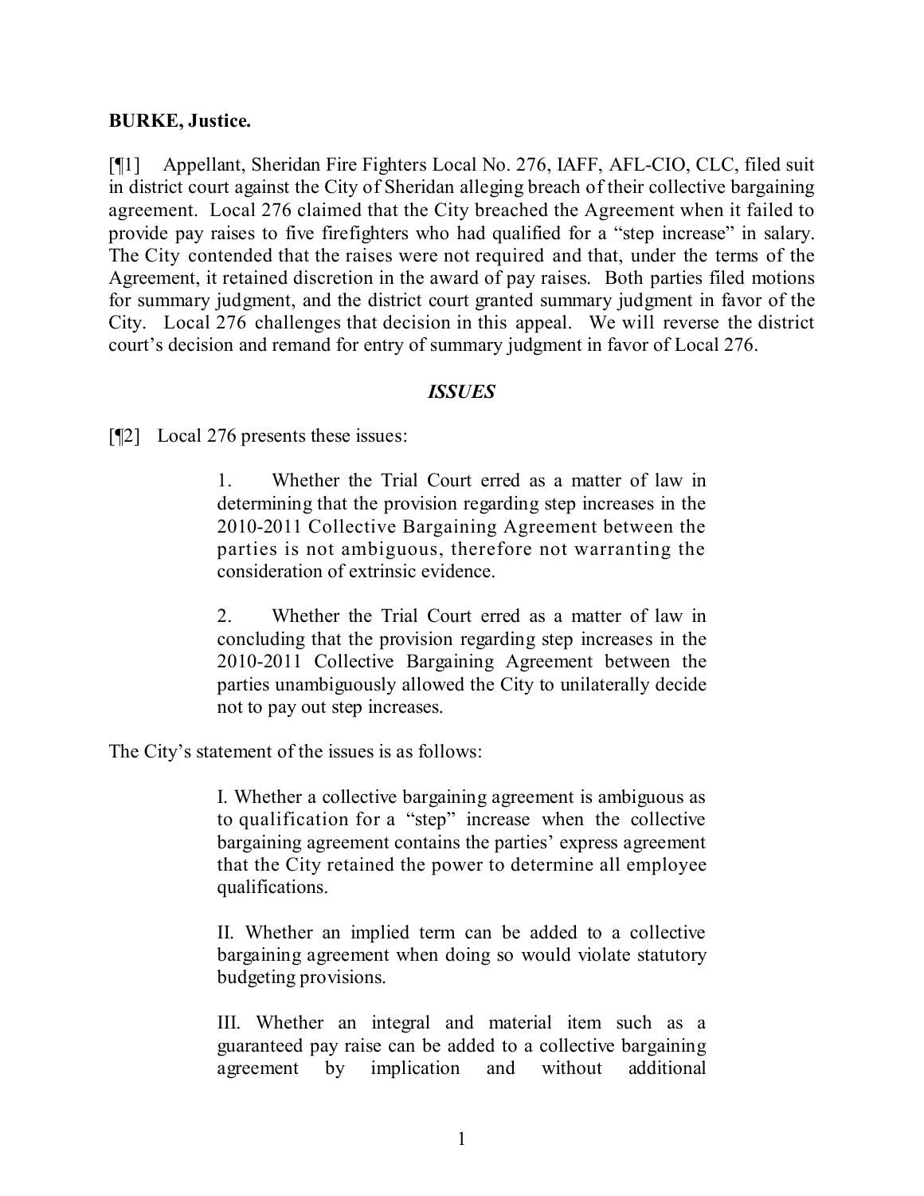**BURKE, Justice.**

[¶1] Appellant, Sheridan Fire Fighters Local No. 276, IAFF, AFL-CIO, CLC, filed suit in district court against the City of Sheridan alleging breach of their collective bargaining agreement. Local 276 claimed that the City breached the Agreement when it failed to provide pay raises to five firefighters who had qualified for a "step increase" in salary. The City contended that the raises were not required and that, under the terms of the Agreement, it retained discretion in the award of pay raises. Both parties filed motions for summary judgment, and the district court granted summary judgment in favor of the City. Local 276 challenges that decision in this appeal. We will reverse the district court's decision and remand for entry of summary judgment in favor of Local 276.

### *ISSUES*

[¶2] Local 276 presents these issues:

> 1. Whether the Trial Court erred as a matter of law in determining that the provision regarding step increases in the 2010-2011 Collective Bargaining Agreement between the parties is not ambiguous, therefore not warranting the consideration of extrinsic evidence.
>
> 2. Whether the Trial Court erred as a matter of law in concluding that the provision regarding step increases in the 2010-2011 Collective Bargaining Agreement between the parties unambiguously allowed the City to unilaterally decide not to pay out step increases.

The City's statement of the issues is as follows:

> I. Whether a collective bargaining agreement is ambiguous as to qualification for a "step" increase when the collective bargaining agreement contains the parties' express agreement that the City retained the power to determine all employee qualifications.
>
> II. Whether an implied term can be added to a collective bargaining agreement when doing so would violate statutory budgeting provisions.
>
> III. Whether an integral and material item such as a guaranteed pay raise can be added to a collective bargaining agreement by implication and without additional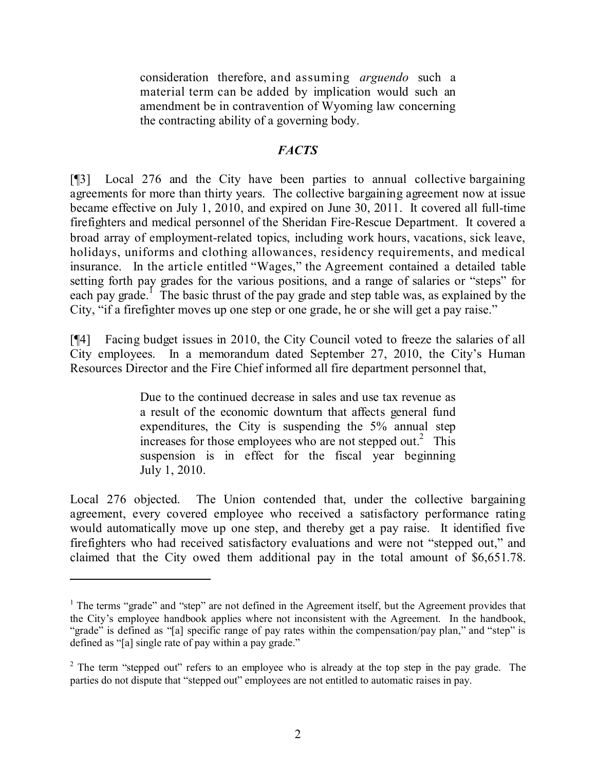> consideration therefore, and assuming *arguendo* such a material term can be added by implication would such an amendment be in contravention of Wyoming law concerning the contracting ability of a governing body.

### *FACTS*

[¶3] Local 276 and the City have been parties to annual collective bargaining agreements for more than thirty years. The collective bargaining agreement now at issue became effective on July 1, 2010, and expired on June 30, 2011. It covered all full-time firefighters and medical personnel of the Sheridan Fire-Rescue Department. It covered a broad array of employment-related topics, including work hours, vacations, sick leave, holidays, uniforms and clothing allowances, residency requirements, and medical insurance. In the article entitled "Wages," the Agreement contained a detailed table setting forth pay grades for the various positions, and a range of salaries or "steps" for each pay grade.[1] The basic thrust of the pay grade and step table was, as explained by the City, "if a firefighter moves up one step or one grade, he or she will get a pay raise."

[¶4] Facing budget issues in 2010, the City Council voted to freeze the salaries of all City employees. In a memorandum dated September 27, 2010, the City's Human Resources Director and the Fire Chief informed all fire department personnel that,

> Due to the continued decrease in sales and use tax revenue as a result of the economic downturn that affects general fund expenditures, the City is suspending the 5% annual step increases for those employees who are not stepped out.[2] This suspension is in effect for the fiscal year beginning July 1, 2010.

Local 276 objected. The Union contended that, under the collective bargaining agreement, every covered employee who received a satisfactory performance rating would automatically move up one step, and thereby get a pay raise. It identified five firefighters who had received satisfactory evaluations and were not "stepped out," and claimed that the City owed them additional pay in the total amount of $6,651.78.

---

[1] The terms "grade" and "step" are not defined in the Agreement itself, but the Agreement provides that the City's employee handbook applies where not inconsistent with the Agreement. In the handbook, "grade" is defined as "[a] specific range of pay rates within the compensation/pay plan," and "step" is defined as "[a] single rate of pay within a pay grade."

[2] The term "stepped out" refers to an employee who is already at the top step in the pay grade. The parties do not dispute that "stepped out" employees are not entitled to automatic raises in pay.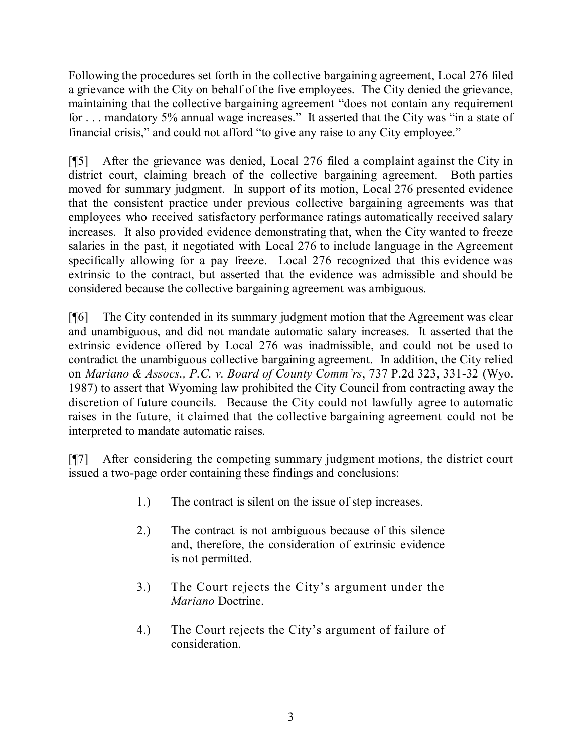Following the procedures set forth in the collective bargaining agreement, Local 276 filed a grievance with the City on behalf of the five employees. The City denied the grievance, maintaining that the collective bargaining agreement "does not contain any requirement for . . . mandatory 5% annual wage increases." It asserted that the City was "in a state of financial crisis," and could not afford "to give any raise to any City employee."

[¶5] After the grievance was denied, Local 276 filed a complaint against the City in district court, claiming breach of the collective bargaining agreement. Both parties moved for summary judgment. In support of its motion, Local 276 presented evidence that the consistent practice under previous collective bargaining agreements was that employees who received satisfactory performance ratings automatically received salary increases. It also provided evidence demonstrating that, when the City wanted to freeze salaries in the past, it negotiated with Local 276 to include language in the Agreement specifically allowing for a pay freeze. Local 276 recognized that this evidence was extrinsic to the contract, but asserted that the evidence was admissible and should be considered because the collective bargaining agreement was ambiguous.

[¶6] The City contended in its summary judgment motion that the Agreement was clear and unambiguous, and did not mandate automatic salary increases. It asserted that the extrinsic evidence offered by Local 276 was inadmissible, and could not be used to contradict the unambiguous collective bargaining agreement. In addition, the City relied on *Mariano & Assocs., P.C. v. Board of County Comm'rs*, 737 P.2d 323, 331-32 (Wyo. 1987) to assert that Wyoming law prohibited the City Council from contracting away the discretion of future councils. Because the City could not lawfully agree to automatic raises in the future, it claimed that the collective bargaining agreement could not be interpreted to mandate automatic raises.

[¶7] After considering the competing summary judgment motions, the district court issued a two-page order containing these findings and conclusions:

> 1.) The contract is silent on the issue of step increases.
>
> 2.) The contract is not ambiguous because of this silence and, therefore, the consideration of extrinsic evidence is not permitted.
>
> 3.) The Court rejects the City's argument under the *Mariano* Doctrine.
>
> 4.) The Court rejects the City's argument of failure of consideration.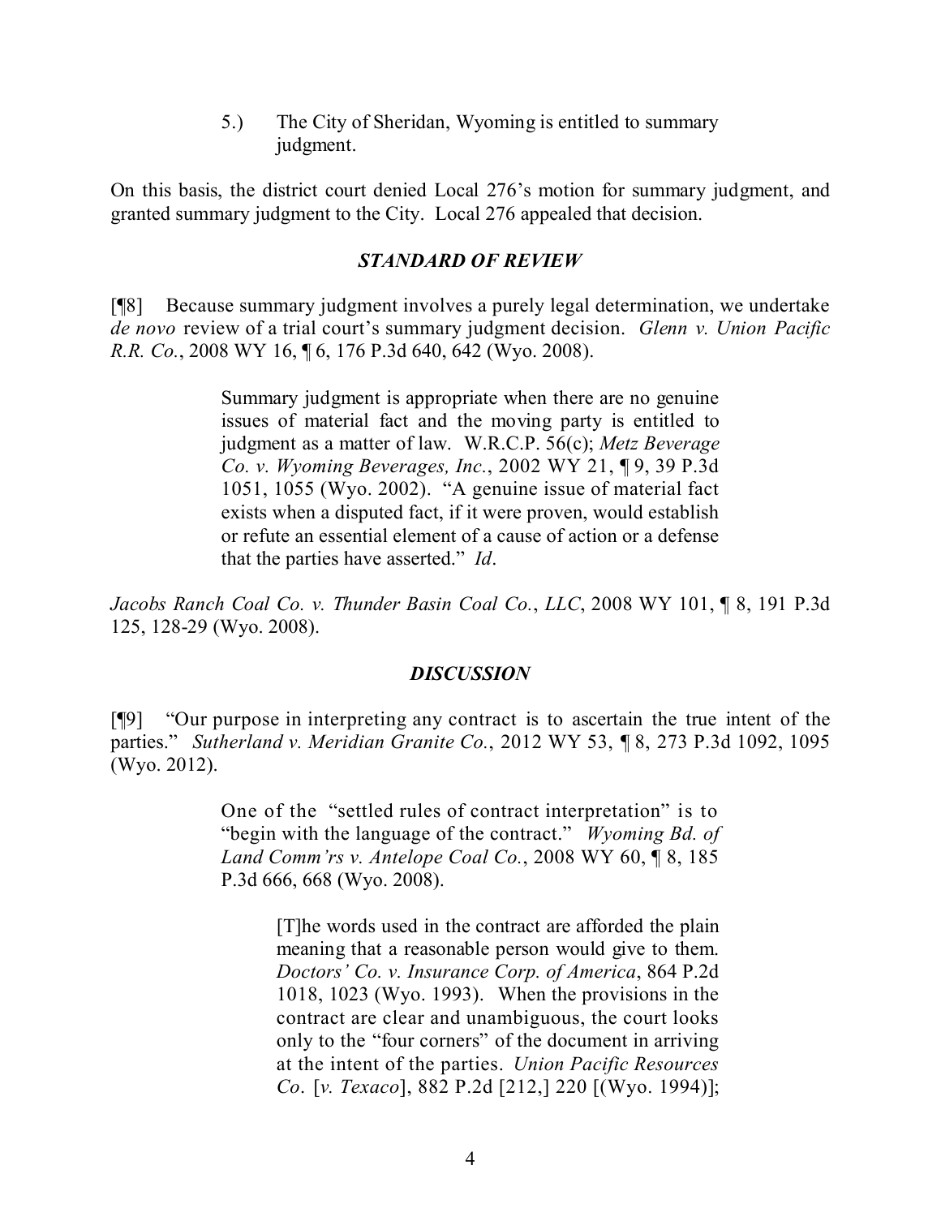> 5.) The City of Sheridan, Wyoming is entitled to summary judgment.

On this basis, the district court denied Local 276's motion for summary judgment, and granted summary judgment to the City. Local 276 appealed that decision.

### *STANDARD OF REVIEW*

[¶8] Because summary judgment involves a purely legal determination, we undertake *de novo* review of a trial court's summary judgment decision. *Glenn v. Union Pacific R.R. Co.*, 2008 WY 16, ¶ 6, 176 P.3d 640, 642 (Wyo. 2008).

> Summary judgment is appropriate when there are no genuine issues of material fact and the moving party is entitled to judgment as a matter of law. W.R.C.P. 56(c); *Metz Beverage Co. v. Wyoming Beverages, Inc.*, 2002 WY 21, ¶ 9, 39 P.3d 1051, 1055 (Wyo. 2002). "A genuine issue of material fact exists when a disputed fact, if it were proven, would establish or refute an essential element of a cause of action or a defense that the parties have asserted." *Id*.

*Jacobs Ranch Coal Co. v. Thunder Basin Coal Co., LLC*, 2008 WY 101, ¶ 8, 191 P.3d 125, 128-29 (Wyo. 2008).

### *DISCUSSION*

[¶9] "Our purpose in interpreting any contract is to ascertain the true intent of the parties." *Sutherland v. Meridian Granite Co.*, 2012 WY 53, ¶ 8, 273 P.3d 1092, 1095 (Wyo. 2012).

> One of the "settled rules of contract interpretation" is to "begin with the language of the contract." *Wyoming Bd. of Land Comm'rs v. Antelope Coal Co.*, 2008 WY 60, ¶ 8, 185 P.3d 666, 668 (Wyo. 2008).
>
> > [T]he words used in the contract are afforded the plain meaning that a reasonable person would give to them. *Doctors' Co. v. Insurance Corp. of America*, 864 P.2d 1018, 1023 (Wyo. 1993). When the provisions in the contract are clear and unambiguous, the court looks only to the "four corners" of the document in arriving at the intent of the parties. *Union Pacific Resources Co*. [*v. Texaco*], 882 P.2d [212,] 220 [(Wyo. 1994)];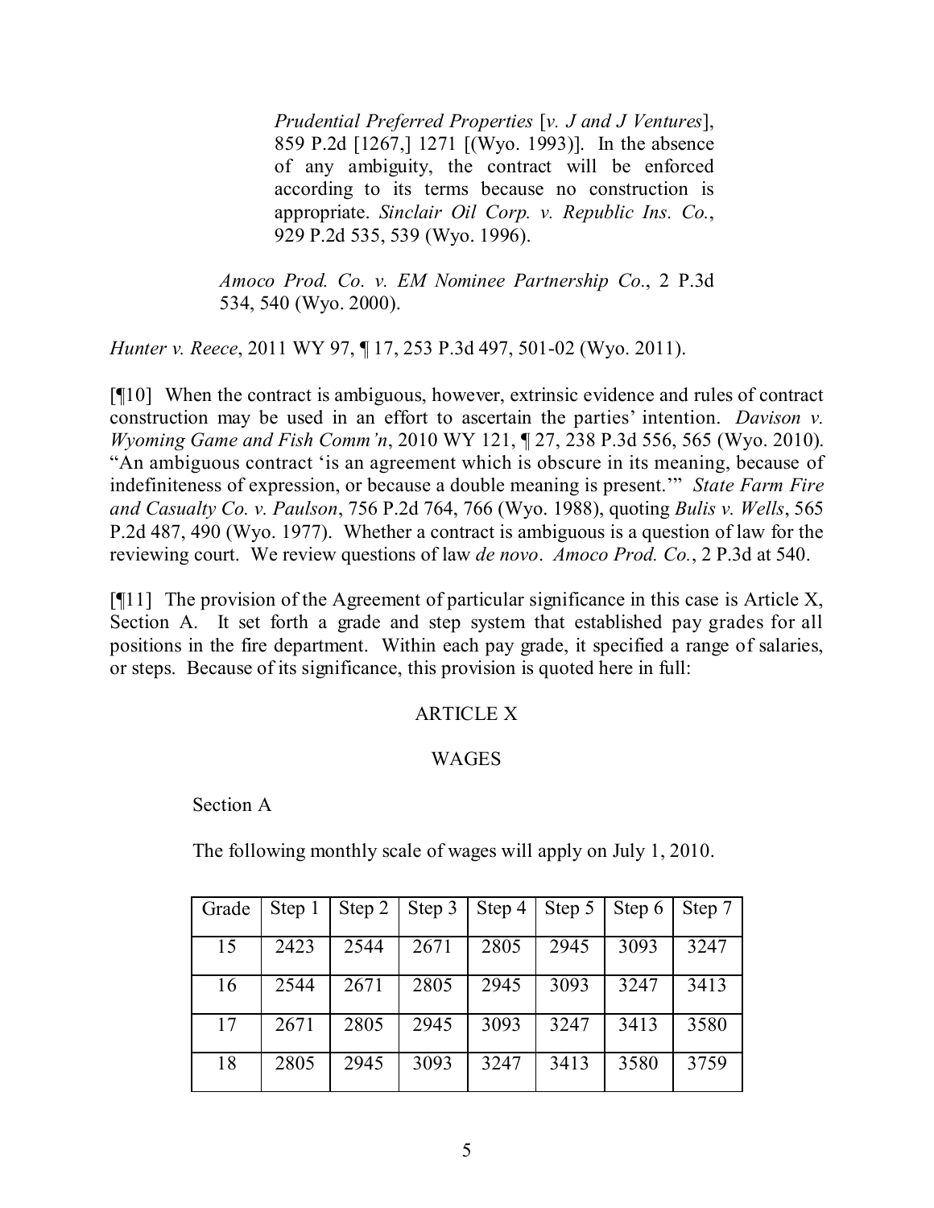> > *Prudential Preferred Properties* [*v. J and J Ventures*], 859 P.2d [1267,] 1271 [(Wyo. 1993)]. In the absence of any ambiguity, the contract will be enforced according to its terms because no construction is appropriate. *Sinclair Oil Corp. v. Republic Ins. Co.*, 929 P.2d 535, 539 (Wyo. 1996).
>
> *Amoco Prod. Co. v. EM Nominee Partnership Co.*, 2 P.3d 534, 540 (Wyo. 2000).

*Hunter v. Reece*, 2011 WY 97, ¶ 17, 253 P.3d 497, 501-02 (Wyo. 2011).

[¶10] When the contract is ambiguous, however, extrinsic evidence and rules of contract construction may be used in an effort to ascertain the parties' intention. *Davison v. Wyoming Game and Fish Comm'n*, 2010 WY 121, ¶ 27, 238 P.3d 556, 565 (Wyo. 2010). "An ambiguous contract 'is an agreement which is obscure in its meaning, because of indefiniteness of expression, or because a double meaning is present.'" *State Farm Fire and Casualty Co. v. Paulson*, 756 P.2d 764, 766 (Wyo. 1988), quoting *Bulis v. Wells*, 565 P.2d 487, 490 (Wyo. 1977). Whether a contract is ambiguous is a question of law for the reviewing court. We review questions of law *de novo*. *Amoco Prod. Co.*, 2 P.3d at 540.

[¶11] The provision of the Agreement of particular significance in this case is Article X, Section A. It set forth a grade and step system that established pay grades for all positions in the fire department. Within each pay grade, it specified a range of salaries, or steps. Because of its significance, this provision is quoted here in full:

ARTICLE X

WAGES

Section A

The following monthly scale of wages will apply on July 1, 2010.

| Grade | Step 1 | Step 2 | Step 3 | Step 4 | Step 5 | Step 6 | Step 7 |
|---|---|---|---|---|---|---|---|
| 15 | 2423 | 2544 | 2671 | 2805 | 2945 | 3093 | 3247 |
| 16 | 2544 | 2671 | 2805 | 2945 | 3093 | 3247 | 3413 |
| 17 | 2671 | 2805 | 2945 | 3093 | 3247 | 3413 | 3580 |
| 18 | 2805 | 2945 | 3093 | 3247 | 3413 | 3580 | 3759 |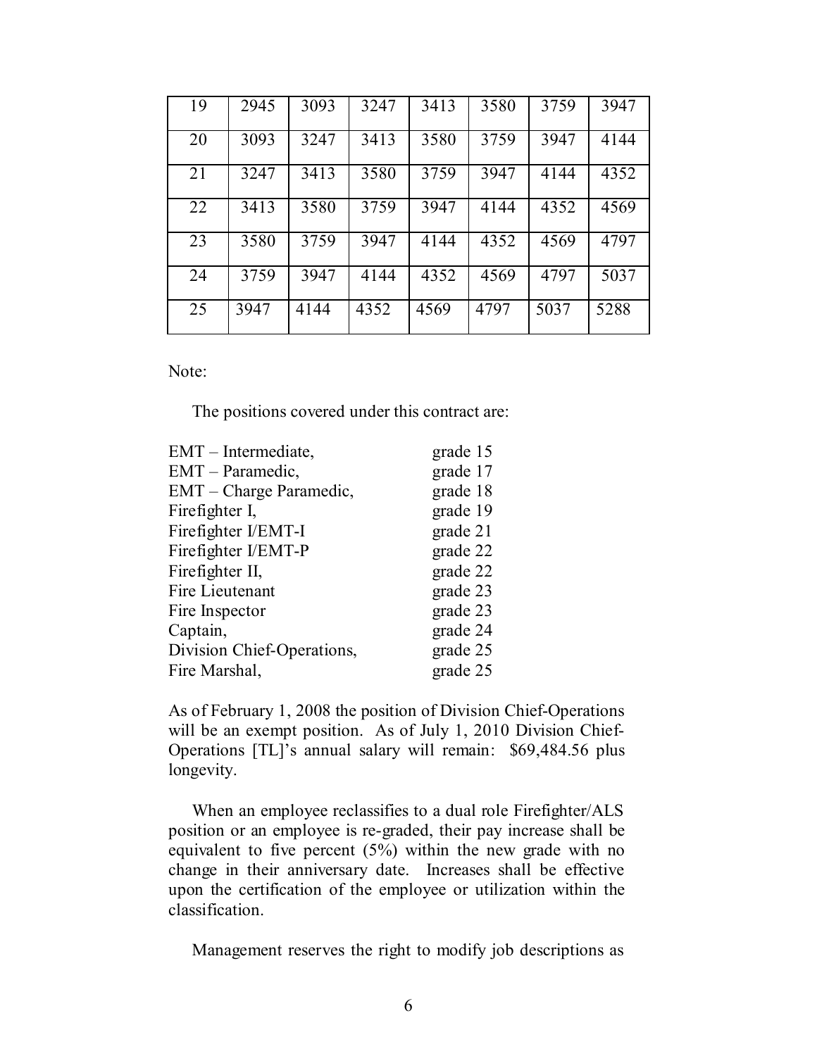| 19 | 2945 | 3093 | 3247 | 3413 | 3580 | 3759 | 3947 |
|---|---|---|---|---|---|---|---|
| 20 | 3093 | 3247 | 3413 | 3580 | 3759 | 3947 | 4144 |
| 21 | 3247 | 3413 | 3580 | 3759 | 3947 | 4144 | 4352 |
| 22 | 3413 | 3580 | 3759 | 3947 | 4144 | 4352 | 4569 |
| 23 | 3580 | 3759 | 3947 | 4144 | 4352 | 4569 | 4797 |
| 24 | 3759 | 3947 | 4144 | 4352 | 4569 | 4797 | 5037 |
| 25 | 3947 | 4144 | 4352 | 4569 | 4797 | 5037 | 5288 |

Note:

The positions covered under this contract are:

| | |
|---|---|
| EMT – Intermediate, | grade 15 |
| EMT – Paramedic, | grade 17 |
| EMT – Charge Paramedic, | grade 18 |
| Firefighter I, | grade 19 |
| Firefighter I/EMT-I | grade 21 |
| Firefighter I/EMT-P | grade 22 |
| Firefighter II, | grade 22 |
| Fire Lieutenant | grade 23 |
| Fire Inspector | grade 23 |
| Captain, | grade 24 |
| Division Chief-Operations, | grade 25 |
| Fire Marshal, | grade 25 |

As of February 1, 2008 the position of Division Chief-Operations will be an exempt position. As of July 1, 2010 Division Chief-Operations [TL]'s annual salary will remain: $69,484.56 plus longevity.

When an employee reclassifies to a dual role Firefighter/ALS position or an employee is re-graded, their pay increase shall be equivalent to five percent (5%) within the new grade with no change in their anniversary date. Increases shall be effective upon the certification of the employee or utilization within the classification.

Management reserves the right to modify job descriptions as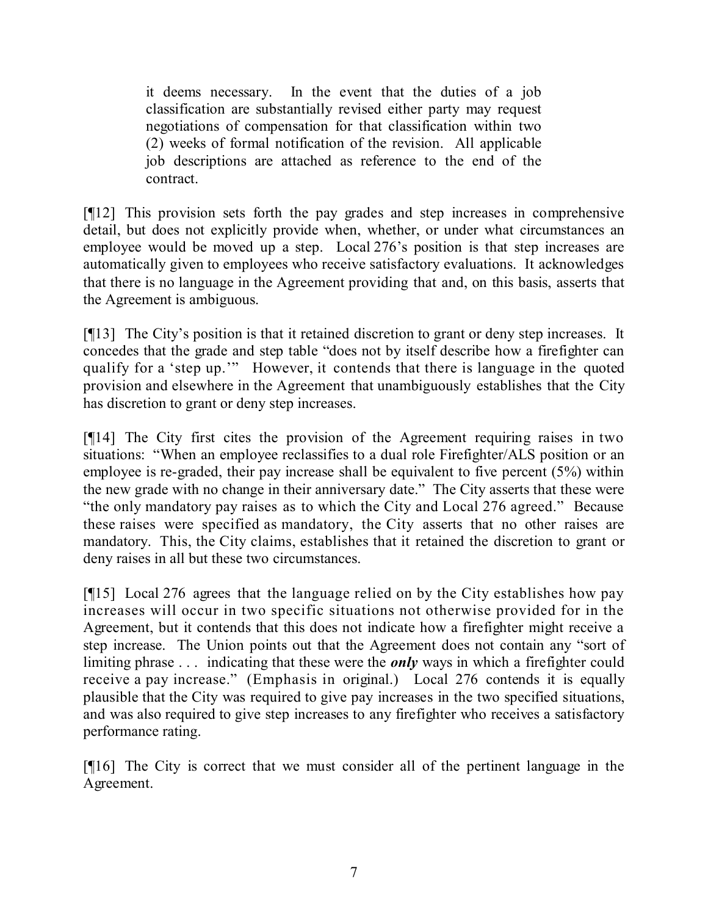> it deems necessary. In the event that the duties of a job classification are substantially revised either party may request negotiations of compensation for that classification within two (2) weeks of formal notification of the revision. All applicable job descriptions are attached as reference to the end of the contract.

[¶12] This provision sets forth the pay grades and step increases in comprehensive detail, but does not explicitly provide when, whether, or under what circumstances an employee would be moved up a step. Local 276's position is that step increases are automatically given to employees who receive satisfactory evaluations. It acknowledges that there is no language in the Agreement providing that and, on this basis, asserts that the Agreement is ambiguous.

[¶13] The City's position is that it retained discretion to grant or deny step increases. It concedes that the grade and step table "does not by itself describe how a firefighter can qualify for a 'step up.'" However, it contends that there is language in the quoted provision and elsewhere in the Agreement that unambiguously establishes that the City has discretion to grant or deny step increases.

[¶14] The City first cites the provision of the Agreement requiring raises in two situations: "When an employee reclassifies to a dual role Firefighter/ALS position or an employee is re-graded, their pay increase shall be equivalent to five percent (5%) within the new grade with no change in their anniversary date." The City asserts that these were "the only mandatory pay raises as to which the City and Local 276 agreed." Because these raises were specified as mandatory, the City asserts that no other raises are mandatory. This, the City claims, establishes that it retained the discretion to grant or deny raises in all but these two circumstances.

[¶15] Local 276 agrees that the language relied on by the City establishes how pay increases will occur in two specific situations not otherwise provided for in the Agreement, but it contends that this does not indicate how a firefighter might receive a step increase. The Union points out that the Agreement does not contain any "sort of limiting phrase . . . indicating that these were the ***only*** ways in which a firefighter could receive a pay increase." (Emphasis in original.) Local 276 contends it is equally plausible that the City was required to give pay increases in the two specified situations, and was also required to give step increases to any firefighter who receives a satisfactory performance rating.

[¶16] The City is correct that we must consider all of the pertinent language in the Agreement.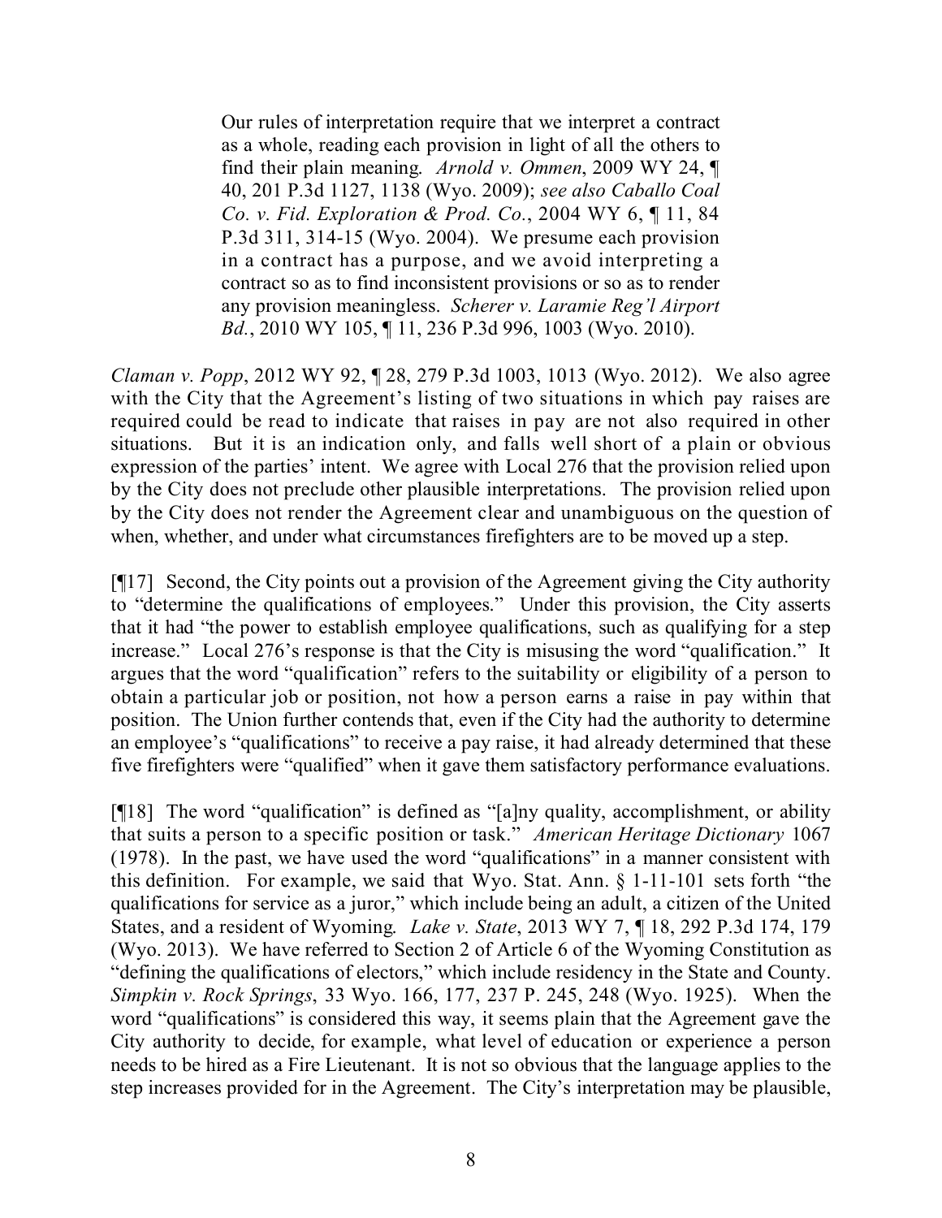> Our rules of interpretation require that we interpret a contract as a whole, reading each provision in light of all the others to find their plain meaning. *Arnold v. Ommen*, 2009 WY 24, ¶ 40, 201 P.3d 1127, 1138 (Wyo. 2009); *see also Caballo Coal Co. v. Fid. Exploration & Prod. Co.*, 2004 WY 6, ¶ 11, 84 P.3d 311, 314-15 (Wyo. 2004). We presume each provision in a contract has a purpose, and we avoid interpreting a contract so as to find inconsistent provisions or so as to render any provision meaningless. *Scherer v. Laramie Reg'l Airport Bd.*, 2010 WY 105, ¶ 11, 236 P.3d 996, 1003 (Wyo. 2010).

*Claman v. Popp*, 2012 WY 92, ¶ 28, 279 P.3d 1003, 1013 (Wyo. 2012). We also agree with the City that the Agreement's listing of two situations in which pay raises are required could be read to indicate that raises in pay are not also required in other situations. But it is an indication only, and falls well short of a plain or obvious expression of the parties' intent. We agree with Local 276 that the provision relied upon by the City does not preclude other plausible interpretations. The provision relied upon by the City does not render the Agreement clear and unambiguous on the question of when, whether, and under what circumstances firefighters are to be moved up a step.

[¶17] Second, the City points out a provision of the Agreement giving the City authority to "determine the qualifications of employees." Under this provision, the City asserts that it had "the power to establish employee qualifications, such as qualifying for a step increase." Local 276's response is that the City is misusing the word "qualification." It argues that the word "qualification" refers to the suitability or eligibility of a person to obtain a particular job or position, not how a person earns a raise in pay within that position. The Union further contends that, even if the City had the authority to determine an employee's "qualifications" to receive a pay raise, it had already determined that these five firefighters were "qualified" when it gave them satisfactory performance evaluations.

[¶18] The word "qualification" is defined as "[a]ny quality, accomplishment, or ability that suits a person to a specific position or task." *American Heritage Dictionary* 1067 (1978). In the past, we have used the word "qualifications" in a manner consistent with this definition. For example, we said that Wyo. Stat. Ann. § 1-11-101 sets forth "the qualifications for service as a juror," which include being an adult, a citizen of the United States, and a resident of Wyoming. *Lake v. State*, 2013 WY 7, ¶ 18, 292 P.3d 174, 179 (Wyo. 2013). We have referred to Section 2 of Article 6 of the Wyoming Constitution as "defining the qualifications of electors," which include residency in the State and County. *Simpkin v. Rock Springs*, 33 Wyo. 166, 177, 237 P. 245, 248 (Wyo. 1925). When the word "qualifications" is considered this way, it seems plain that the Agreement gave the City authority to decide, for example, what level of education or experience a person needs to be hired as a Fire Lieutenant. It is not so obvious that the language applies to the step increases provided for in the Agreement. The City's interpretation may be plausible,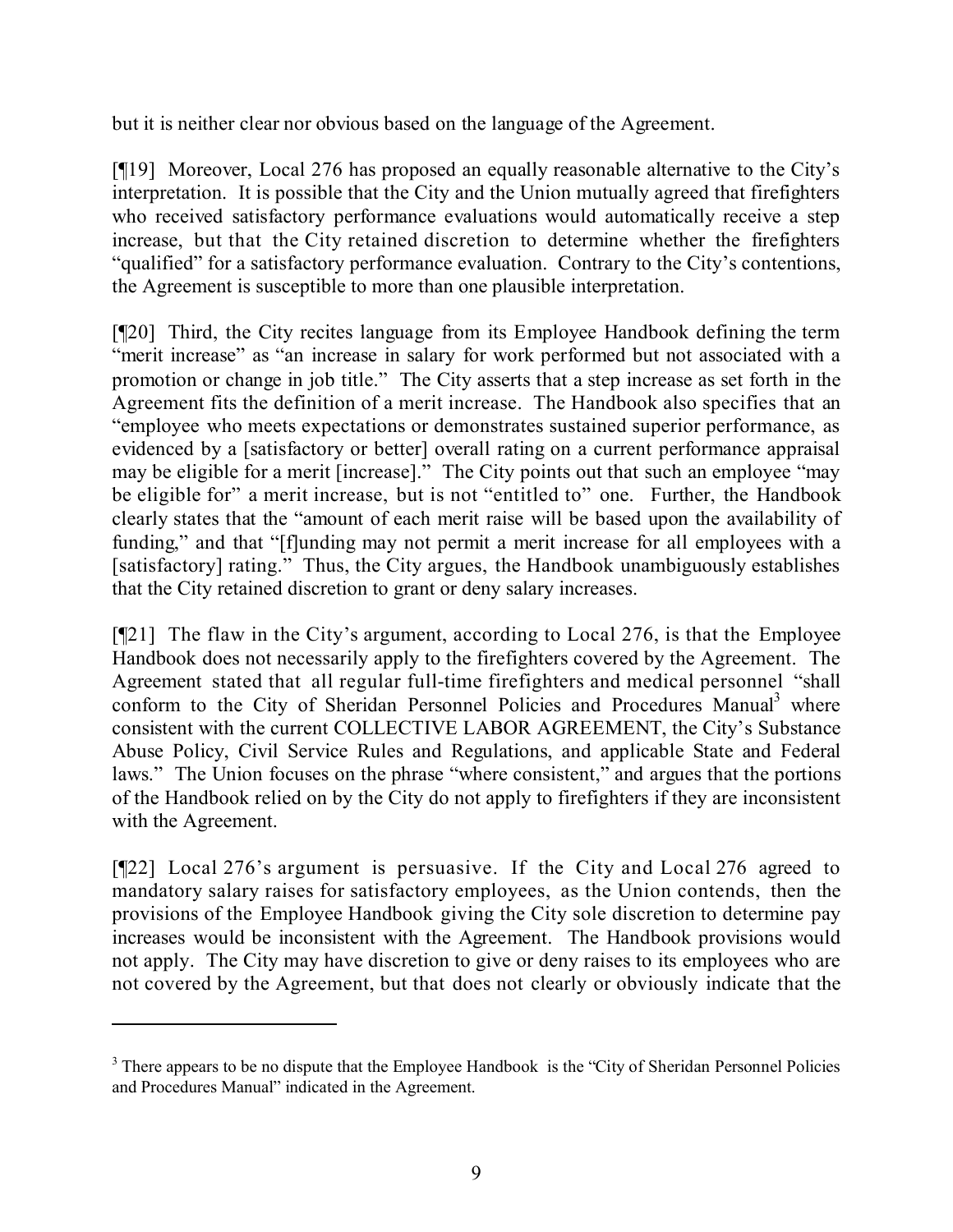but it is neither clear nor obvious based on the language of the Agreement.

[¶19] Moreover, Local 276 has proposed an equally reasonable alternative to the City's interpretation. It is possible that the City and the Union mutually agreed that firefighters who received satisfactory performance evaluations would automatically receive a step increase, but that the City retained discretion to determine whether the firefighters "qualified" for a satisfactory performance evaluation. Contrary to the City's contentions, the Agreement is susceptible to more than one plausible interpretation.

[¶20] Third, the City recites language from its Employee Handbook defining the term "merit increase" as "an increase in salary for work performed but not associated with a promotion or change in job title." The City asserts that a step increase as set forth in the Agreement fits the definition of a merit increase. The Handbook also specifies that an "employee who meets expectations or demonstrates sustained superior performance, as evidenced by a [satisfactory or better] overall rating on a current performance appraisal may be eligible for a merit [increase]." The City points out that such an employee "may be eligible for" a merit increase, but is not "entitled to" one. Further, the Handbook clearly states that the "amount of each merit raise will be based upon the availability of funding," and that "[f]unding may not permit a merit increase for all employees with a [satisfactory] rating." Thus, the City argues, the Handbook unambiguously establishes that the City retained discretion to grant or deny salary increases.

[¶21] The flaw in the City's argument, according to Local 276, is that the Employee Handbook does not necessarily apply to the firefighters covered by the Agreement. The Agreement stated that all regular full-time firefighters and medical personnel "shall conform to the City of Sheridan Personnel Policies and Procedures Manual[3] where consistent with the current COLLECTIVE LABOR AGREEMENT, the City's Substance Abuse Policy, Civil Service Rules and Regulations, and applicable State and Federal laws." The Union focuses on the phrase "where consistent," and argues that the portions of the Handbook relied on by the City do not apply to firefighters if they are inconsistent with the Agreement.

[¶22] Local 276's argument is persuasive. If the City and Local 276 agreed to mandatory salary raises for satisfactory employees, as the Union contends, then the provisions of the Employee Handbook giving the City sole discretion to determine pay increases would be inconsistent with the Agreement. The Handbook provisions would not apply. The City may have discretion to give or deny raises to its employees who are not covered by the Agreement, but that does not clearly or obviously indicate that the

---

[3] There appears to be no dispute that the Employee Handbook is the "City of Sheridan Personnel Policies and Procedures Manual" indicated in the Agreement.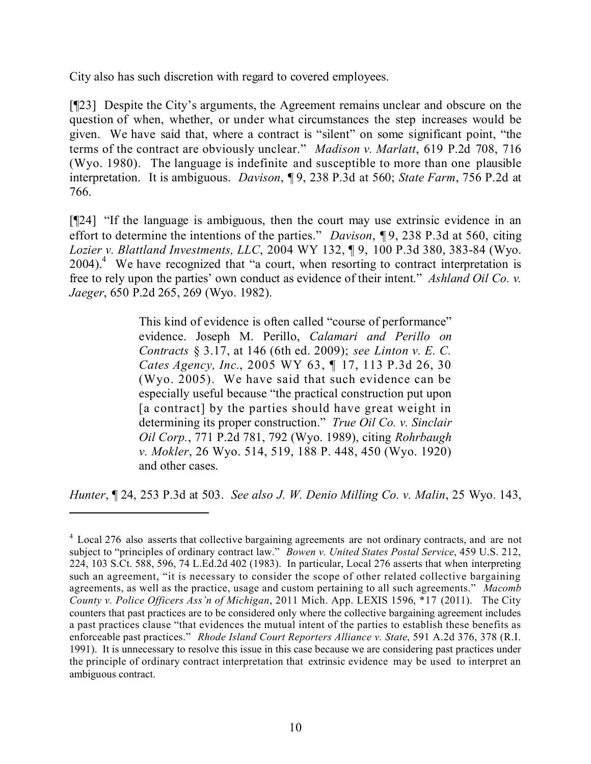City also has such discretion with regard to covered employees.

[¶23] Despite the City's arguments, the Agreement remains unclear and obscure on the question of when, whether, or under what circumstances the step increases would be given. We have said that, where a contract is "silent" on some significant point, "the terms of the contract are obviously unclear." *Madison v. Marlatt*, 619 P.2d 708, 716 (Wyo. 1980). The language is indefinite and susceptible to more than one plausible interpretation. It is ambiguous. *Davison*, ¶ 9, 238 P.3d at 560; *State Farm*, 756 P.2d at 766.

[¶24] "If the language is ambiguous, then the court may use extrinsic evidence in an effort to determine the intentions of the parties." *Davison*, ¶ 9, 238 P.3d at 560, citing *Lozier v. Blattland Investments, LLC*, 2004 WY 132, ¶ 9, 100 P.3d 380, 383-84 (Wyo. 2004).[4] We have recognized that "a court, when resorting to contract interpretation is free to rely upon the parties' own conduct as evidence of their intent." *Ashland Oil Co. v. Jaeger*, 650 P.2d 265, 269 (Wyo. 1982).

> This kind of evidence is often called "course of performance" evidence. Joseph M. Perillo, *Calamari and Perillo on Contracts* § 3.17, at 146 (6th ed. 2009); *see Linton v. E. C. Cates Agency, Inc.*, 2005 WY 63, ¶ 17, 113 P.3d 26, 30 (Wyo. 2005). We have said that such evidence can be especially useful because "the practical construction put upon [a contract] by the parties should have great weight in determining its proper construction." *True Oil Co. v. Sinclair Oil Corp.*, 771 P.2d 781, 792 (Wyo. 1989), citing *Rohrbaugh v. Mokler*, 26 Wyo. 514, 519, 188 P. 448, 450 (Wyo. 1920) and other cases.

*Hunter*, ¶ 24, 253 P.3d at 503. *See also J. W. Denio Milling Co. v. Malin*, 25 Wyo. 143,

---

[4] Local 276 also asserts that collective bargaining agreements are not ordinary contracts, and are not subject to "principles of ordinary contract law." *Bowen v. United States Postal Service*, 459 U.S. 212, 224, 103 S.Ct. 588, 596, 74 L.Ed.2d 402 (1983). In particular, Local 276 asserts that when interpreting such an agreement, "it is necessary to consider the scope of other related collective bargaining agreements, as well as the practice, usage and custom pertaining to all such agreements." *Macomb County v. Police Officers Ass'n of Michigan*, 2011 Mich. App. LEXIS 1596, *17 (2011). The City counters that past practices are to be considered only where the collective bargaining agreement includes a past practices clause "that evidences the mutual intent of the parties to establish these benefits as enforceable past practices." *Rhode Island Court Reporters Alliance v. State*, 591 A.2d 376, 378 (R.I. 1991). It is unnecessary to resolve this issue in this case because we are considering past practices under the principle of ordinary contract interpretation that extrinsic evidence may be used to interpret an ambiguous contract.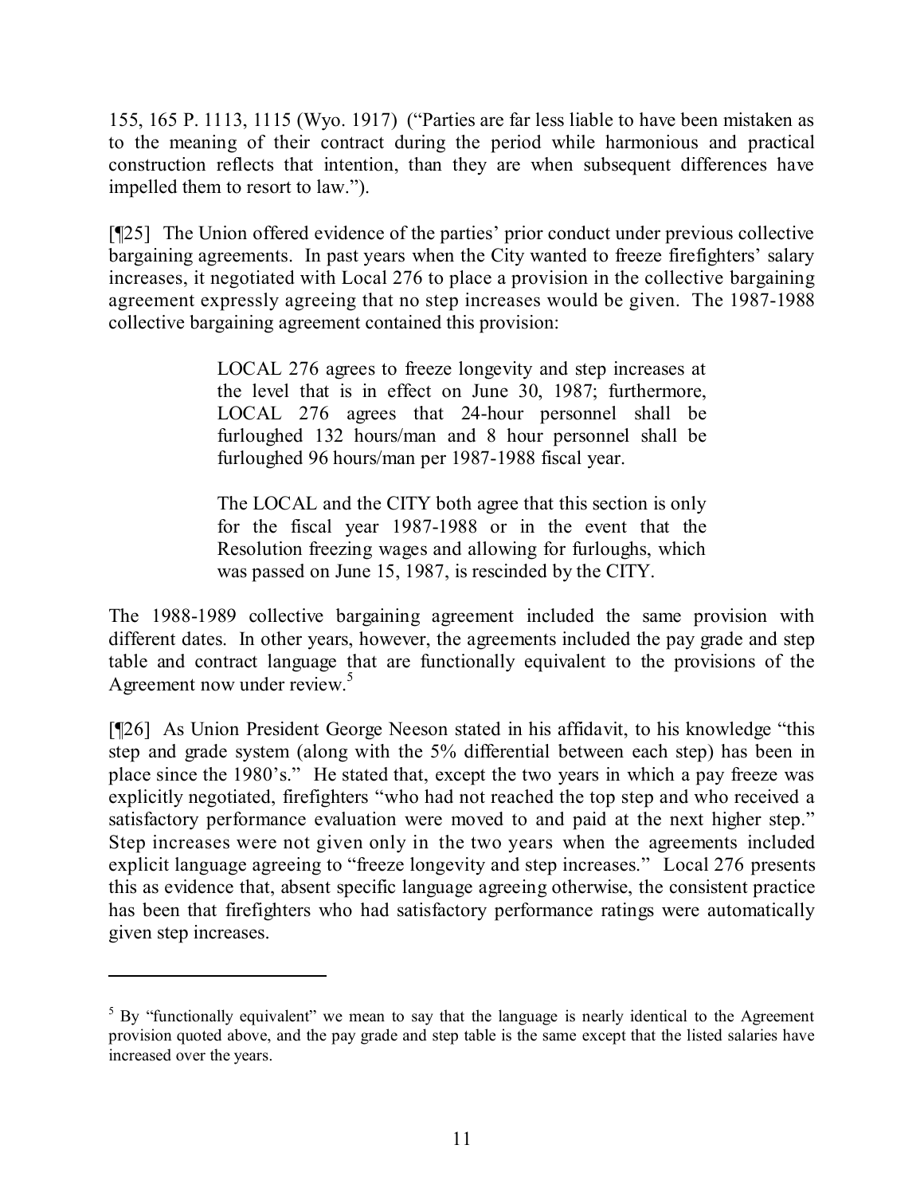155, 165 P. 1113, 1115 (Wyo. 1917) ("Parties are far less liable to have been mistaken as to the meaning of their contract during the period while harmonious and practical construction reflects that intention, than they are when subsequent differences have impelled them to resort to law.").

[¶25] The Union offered evidence of the parties' prior conduct under previous collective bargaining agreements. In past years when the City wanted to freeze firefighters' salary increases, it negotiated with Local 276 to place a provision in the collective bargaining agreement expressly agreeing that no step increases would be given. The 1987-1988 collective bargaining agreement contained this provision:

> LOCAL 276 agrees to freeze longevity and step increases at the level that is in effect on June 30, 1987; furthermore, LOCAL 276 agrees that 24-hour personnel shall be furloughed 132 hours/man and 8 hour personnel shall be furloughed 96 hours/man per 1987-1988 fiscal year.
>
> The LOCAL and the CITY both agree that this section is only for the fiscal year 1987-1988 or in the event that the Resolution freezing wages and allowing for furloughs, which was passed on June 15, 1987, is rescinded by the CITY.

The 1988-1989 collective bargaining agreement included the same provision with different dates. In other years, however, the agreements included the pay grade and step table and contract language that are functionally equivalent to the provisions of the Agreement now under review.[5]

[¶26] As Union President George Neeson stated in his affidavit, to his knowledge "this step and grade system (along with the 5% differential between each step) has been in place since the 1980's." He stated that, except the two years in which a pay freeze was explicitly negotiated, firefighters "who had not reached the top step and who received a satisfactory performance evaluation were moved to and paid at the next higher step." Step increases were not given only in the two years when the agreements included explicit language agreeing to "freeze longevity and step increases." Local 276 presents this as evidence that, absent specific language agreeing otherwise, the consistent practice has been that firefighters who had satisfactory performance ratings were automatically given step increases.

---

[5] By "functionally equivalent" we mean to say that the language is nearly identical to the Agreement provision quoted above, and the pay grade and step table is the same except that the listed salaries have increased over the years.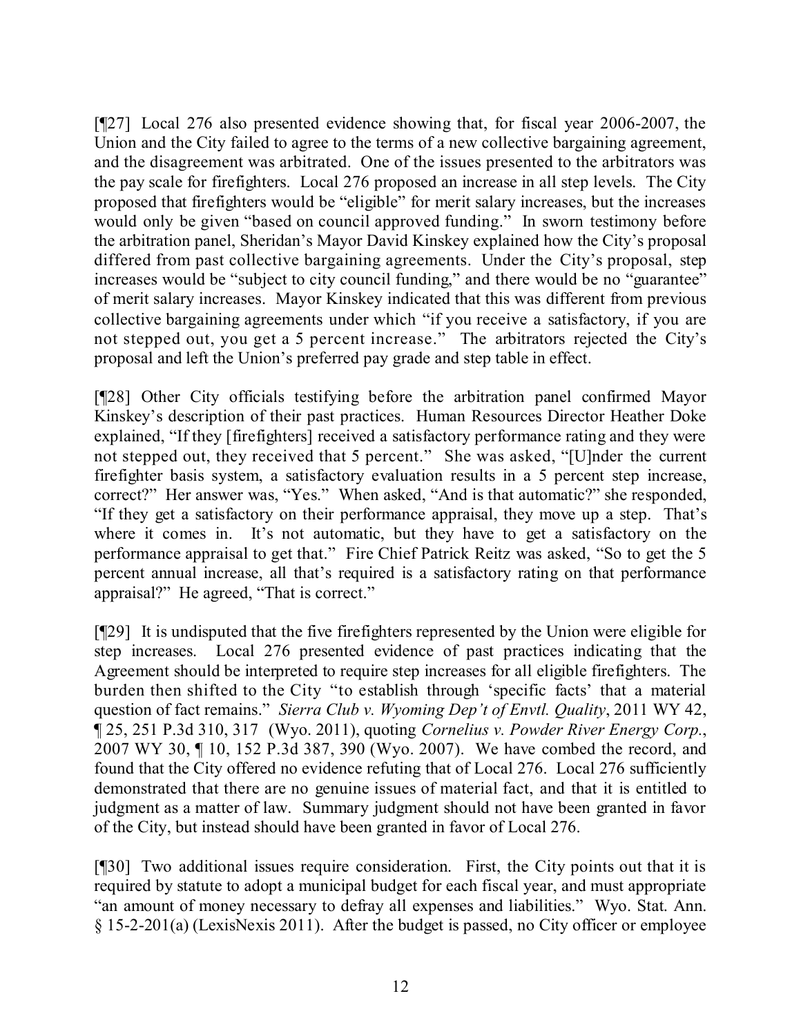[¶27] Local 276 also presented evidence showing that, for fiscal year 2006-2007, the Union and the City failed to agree to the terms of a new collective bargaining agreement, and the disagreement was arbitrated. One of the issues presented to the arbitrators was the pay scale for firefighters. Local 276 proposed an increase in all step levels. The City proposed that firefighters would be "eligible" for merit salary increases, but the increases would only be given "based on council approved funding." In sworn testimony before the arbitration panel, Sheridan's Mayor David Kinskey explained how the City's proposal differed from past collective bargaining agreements. Under the City's proposal, step increases would be "subject to city council funding," and there would be no "guarantee" of merit salary increases. Mayor Kinskey indicated that this was different from previous collective bargaining agreements under which "if you receive a satisfactory, if you are not stepped out, you get a 5 percent increase." The arbitrators rejected the City's proposal and left the Union's preferred pay grade and step table in effect.

[¶28] Other City officials testifying before the arbitration panel confirmed Mayor Kinskey's description of their past practices. Human Resources Director Heather Doke explained, "If they [firefighters] received a satisfactory performance rating and they were not stepped out, they received that 5 percent." She was asked, "[U]nder the current firefighter basis system, a satisfactory evaluation results in a 5 percent step increase, correct?" Her answer was, "Yes." When asked, "And is that automatic?" she responded, "If they get a satisfactory on their performance appraisal, they move up a step. That's where it comes in. It's not automatic, but they have to get a satisfactory on the performance appraisal to get that." Fire Chief Patrick Reitz was asked, "So to get the 5 percent annual increase, all that's required is a satisfactory rating on that performance appraisal?" He agreed, "That is correct."

[¶29] It is undisputed that the five firefighters represented by the Union were eligible for step increases. Local 276 presented evidence of past practices indicating that the Agreement should be interpreted to require step increases for all eligible firefighters. The burden then shifted to the City "to establish through 'specific facts' that a material question of fact remains." *Sierra Club v. Wyoming Dep't of Envtl. Quality*, 2011 WY 42, ¶ 25, 251 P.3d 310, 317 (Wyo. 2011), quoting *Cornelius v. Powder River Energy Corp.*, 2007 WY 30, ¶ 10, 152 P.3d 387, 390 (Wyo. 2007). We have combed the record, and found that the City offered no evidence refuting that of Local 276. Local 276 sufficiently demonstrated that there are no genuine issues of material fact, and that it is entitled to judgment as a matter of law. Summary judgment should not have been granted in favor of the City, but instead should have been granted in favor of Local 276.

[¶30] Two additional issues require consideration. First, the City points out that it is required by statute to adopt a municipal budget for each fiscal year, and must appropriate "an amount of money necessary to defray all expenses and liabilities." Wyo. Stat. Ann. § 15-2-201(a) (LexisNexis 2011). After the budget is passed, no City officer or employee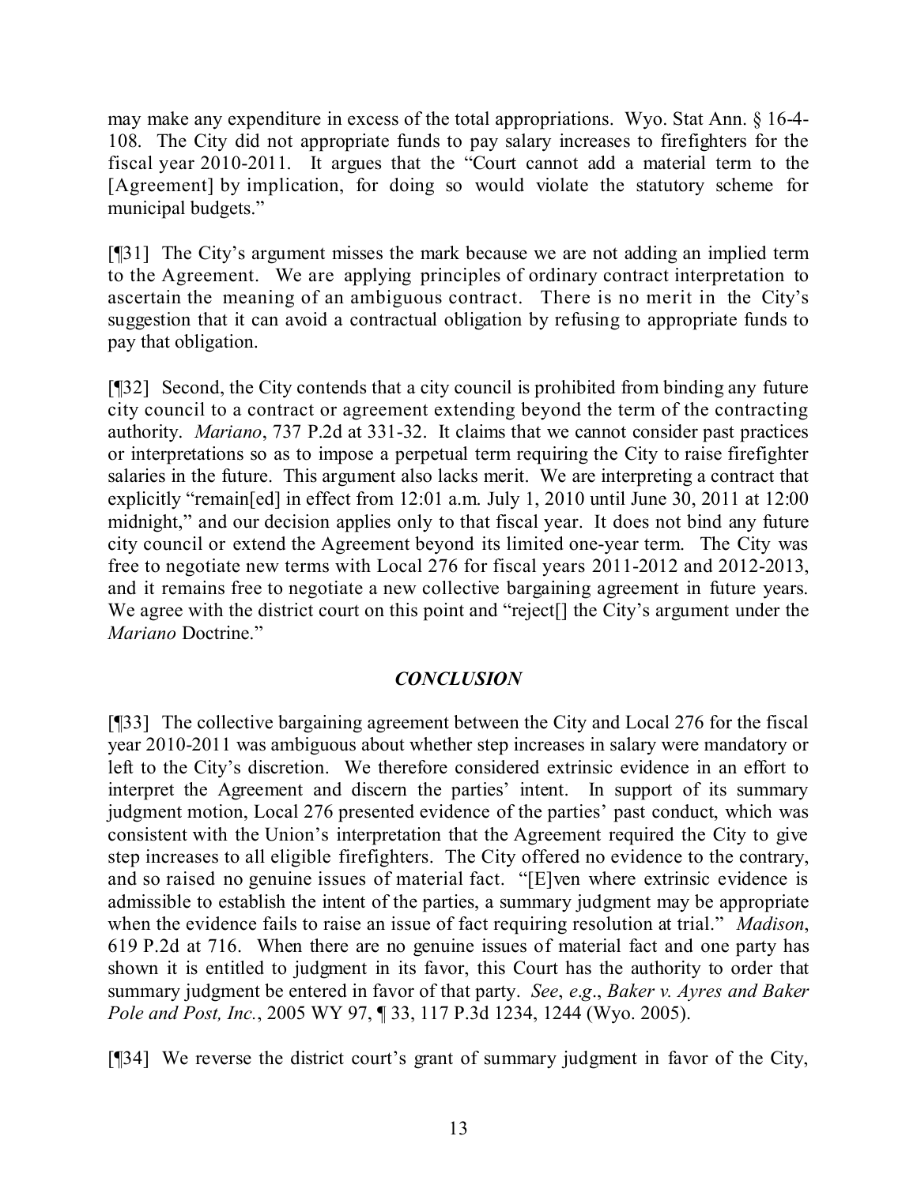may make any expenditure in excess of the total appropriations. Wyo. Stat Ann. § 16-4-108. The City did not appropriate funds to pay salary increases to firefighters for the fiscal year 2010-2011. It argues that the "Court cannot add a material term to the [Agreement] by implication, for doing so would violate the statutory scheme for municipal budgets."

[¶31] The City's argument misses the mark because we are not adding an implied term to the Agreement. We are applying principles of ordinary contract interpretation to ascertain the meaning of an ambiguous contract. There is no merit in the City's suggestion that it can avoid a contractual obligation by refusing to appropriate funds to pay that obligation.

[¶32] Second, the City contends that a city council is prohibited from binding any future city council to a contract or agreement extending beyond the term of the contracting authority. *Mariano*, 737 P.2d at 331-32. It claims that we cannot consider past practices or interpretations so as to impose a perpetual term requiring the City to raise firefighter salaries in the future. This argument also lacks merit. We are interpreting a contract that explicitly "remain[ed] in effect from 12:01 a.m. July 1, 2010 until June 30, 2011 at 12:00 midnight," and our decision applies only to that fiscal year. It does not bind any future city council or extend the Agreement beyond its limited one-year term. The City was free to negotiate new terms with Local 276 for fiscal years 2011-2012 and 2012-2013, and it remains free to negotiate a new collective bargaining agreement in future years. We agree with the district court on this point and "reject[] the City's argument under the *Mariano* Doctrine."

## *CONCLUSION*

[¶33] The collective bargaining agreement between the City and Local 276 for the fiscal year 2010-2011 was ambiguous about whether step increases in salary were mandatory or left to the City's discretion. We therefore considered extrinsic evidence in an effort to interpret the Agreement and discern the parties' intent. In support of its summary judgment motion, Local 276 presented evidence of the parties' past conduct, which was consistent with the Union's interpretation that the Agreement required the City to give step increases to all eligible firefighters. The City offered no evidence to the contrary, and so raised no genuine issues of material fact. "[E]ven where extrinsic evidence is admissible to establish the intent of the parties, a summary judgment may be appropriate when the evidence fails to raise an issue of fact requiring resolution at trial." *Madison*, 619 P.2d at 716. When there are no genuine issues of material fact and one party has shown it is entitled to judgment in its favor, this Court has the authority to order that summary judgment be entered in favor of that party. *See*, *e.g*., *Baker v. Ayres and Baker Pole and Post, Inc.*, 2005 WY 97, ¶ 33, 117 P.3d 1234, 1244 (Wyo. 2005).

[¶34] We reverse the district court's grant of summary judgment in favor of the City,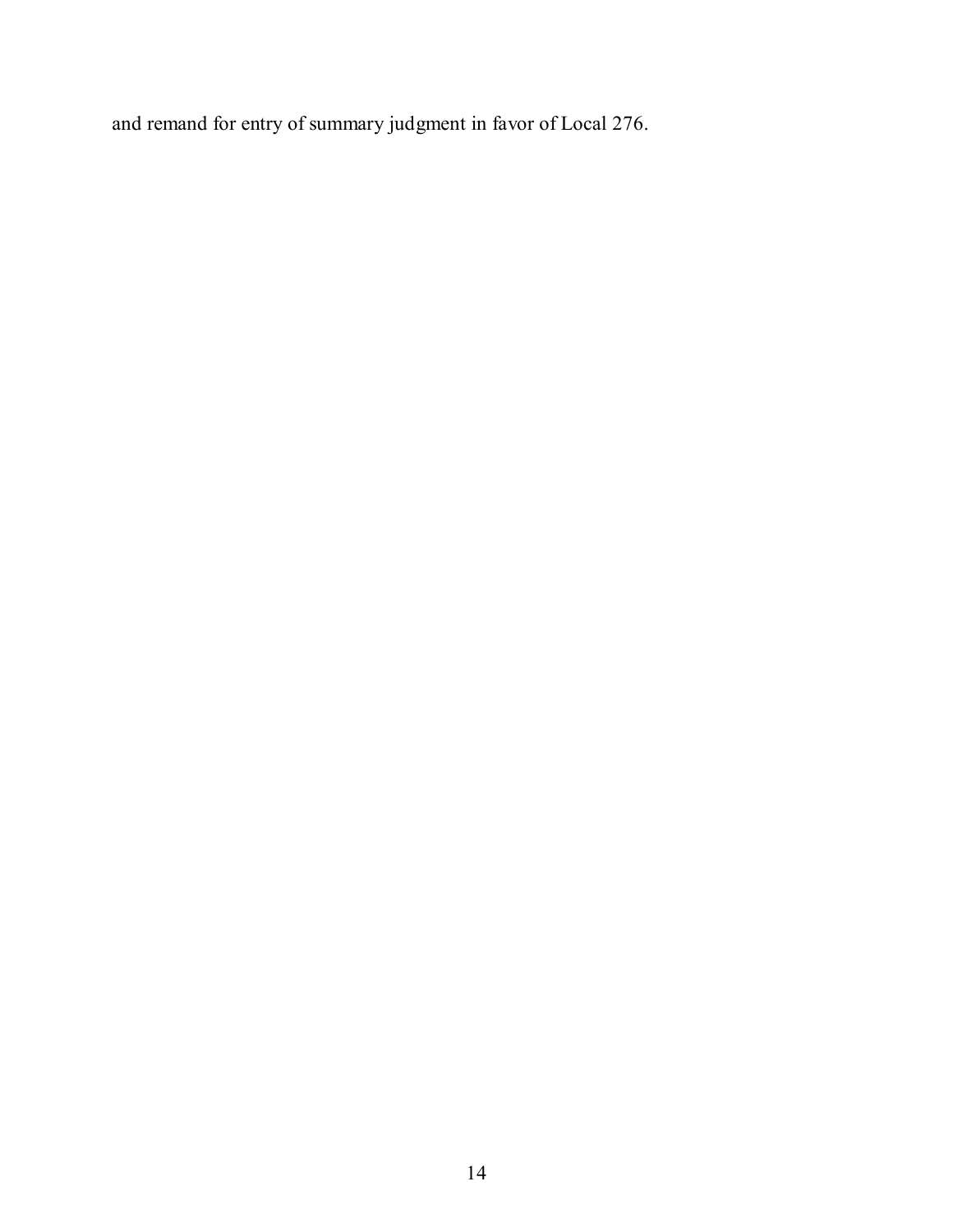and remand for entry of summary judgment in favor of Local 276.